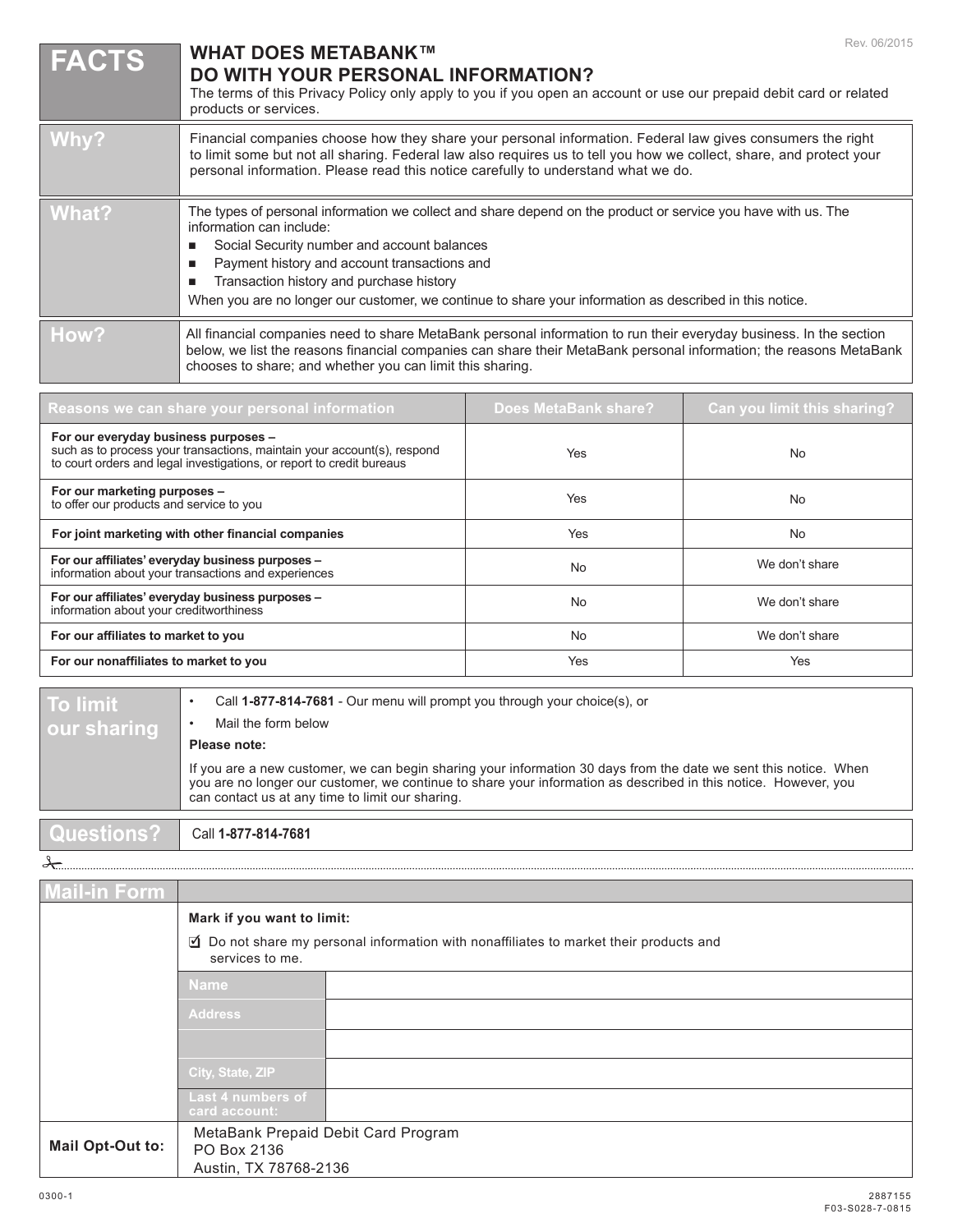Rev. 06/2015

# FACTS

## WHAT DOES METABANK™ DO WITH YOUR PERSONAL INFORMATION?

The terms of this Privacy Policy only apply to you if you open an account or use our prepaid debit card or related products or services.

| | |
|---|---|
| **Why?** | Financial companies choose how they share your personal information. Federal law gives consumers the right to limit some but not all sharing. Federal law also requires us to tell you how we collect, share, and protect your personal information. Please read this notice carefully to understand what we do. |
| **What?** | The types of personal information we collect and share depend on the product or service you have with us. The information can include:<br>■ Social Security number and account balances<br>■ Payment history and account transactions and<br>■ Transaction history and purchase history<br>When you are no longer our customer, we continue to share your information as described in this notice. |
| **How?** | All financial companies need to share MetaBank personal information to run their everyday business. In the section below, we list the reasons financial companies can share their MetaBank personal information; the reasons MetaBank chooses to share; and whether you can limit this sharing. |

| Reasons we can share your personal information | Does MetaBank share? | Can you limit this sharing? |
|---|---|---|
| **For our everyday business purposes –** such as to process your transactions, maintain your account(s), respond to court orders and legal investigations, or report to credit bureaus | Yes | No |
| **For our marketing purposes –** to offer our products and service to you | Yes | No |
| **For joint marketing with other financial companies** | Yes | No |
| **For our affiliates' everyday business purposes –** information about your transactions and experiences | No | We don't share |
| **For our affiliates' everyday business purposes –** information about your creditworthiness | No | We don't share |
| **For our affiliates to market to you** | No | We don't share |
| **For our nonaffiliates to market to you** | Yes | Yes |

| | |
|---|---|
| **To limit our sharing** | • Call **1-877-814-7681** - Our menu will prompt you through your choice(s), or<br>• Mail the form below<br>**Please note:**<br>If you are a new customer, we can begin sharing your information 30 days from the date we sent this notice. When you are no longer our customer, we continue to share your information as described in this notice. However, you can contact us at any time to limit our sharing. |
| **Questions?** | Call **1-877-814-7681** |

## Mail-in Form

**Mark if you want to limit:**

☑ Do not share my personal information with nonaffiliates to market their products and services to me.

| | |
|---|---|
| Name | |
| Address | |
| | |
| City, State, ZIP | |
| Last 4 numbers of card account: | |

| | |
|---|---|
| **Mail Opt-Out to:** | MetaBank Prepaid Debit Card Program<br>PO Box 2136<br>Austin, TX 78768-2136 |

0300-1

2887155
F03-S028-7-0815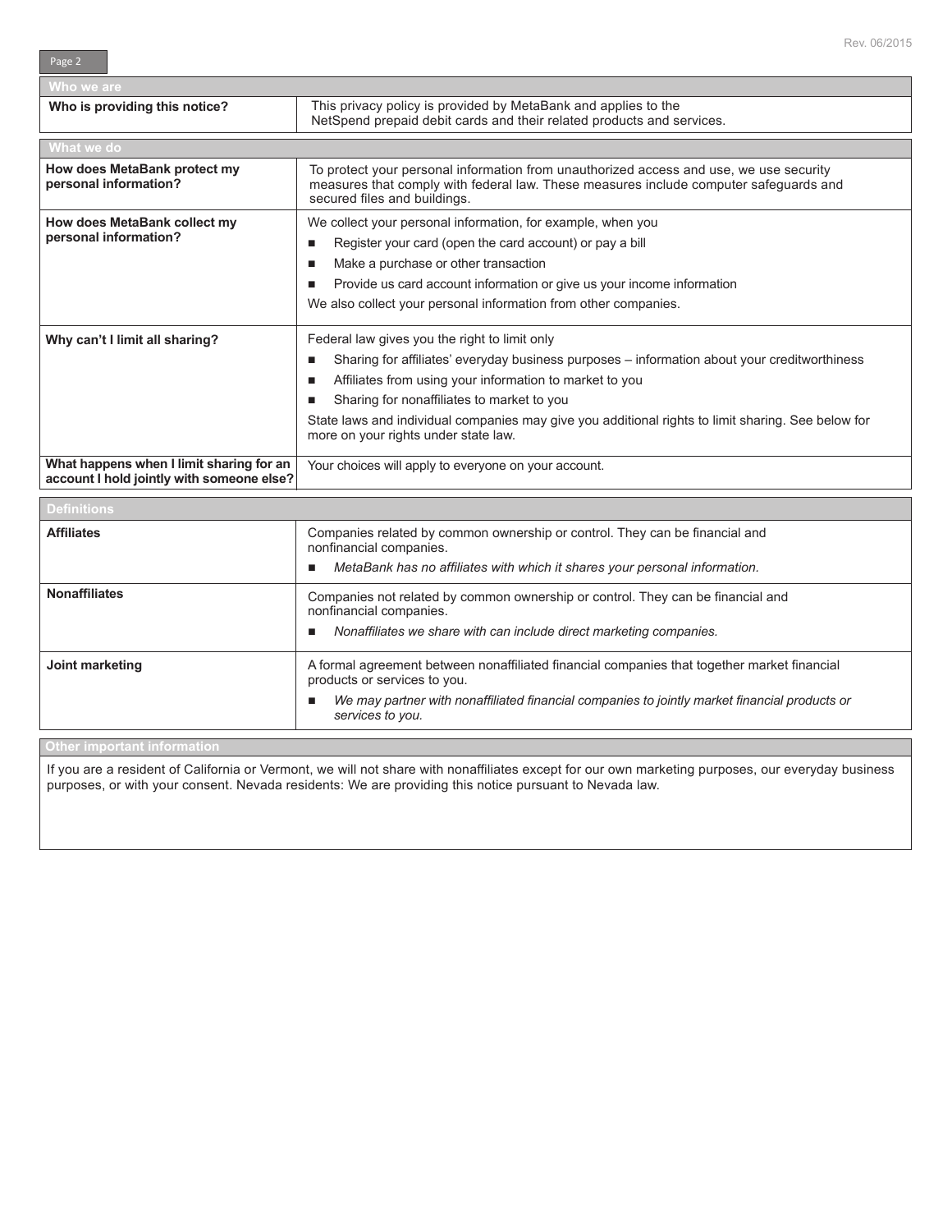| Who we are | |
|---|---|
| **Who is providing this notice?** | This privacy policy is provided by MetaBank and applies to the NetSpend prepaid debit cards and their related products and services. |

| What we do | |
|---|---|
| **How does MetaBank protect my personal information?** | To protect your personal information from unauthorized access and use, we use security measures that comply with federal law. These measures include computer safeguards and secured files and buildings. |
| **How does MetaBank collect my personal information?** | We collect your personal information, for example, when you <br>■ Register your card (open the card account) or pay a bill <br>■ Make a purchase or other transaction <br>■ Provide us card account information or give us your income information <br>We also collect your personal information from other companies. |
| **Why can't I limit all sharing?** | Federal law gives you the right to limit only <br>■ Sharing for affiliates' everyday business purposes – information about your creditworthiness <br>■ Affiliates from using your information to market to you <br>■ Sharing for nonaffiliates to market to you <br>State laws and individual companies may give you additional rights to limit sharing. See below for more on your rights under state law. |
| **What happens when I limit sharing for an account I hold jointly with someone else?** | Your choices will apply to everyone on your account. |

| Definitions | |
|---|---|
| **Affiliates** | Companies related by common ownership or control. They can be financial and nonfinancial companies. <br>■ *MetaBank has no affiliates with which it shares your personal information.* |
| **Nonaffiliates** | Companies not related by common ownership or control. They can be financial and nonfinancial companies. <br>■ *Nonaffiliates we share with can include direct marketing companies.* |
| **Joint marketing** | A formal agreement between nonaffiliated financial companies that together market financial products or services to you. <br>■ *We may partner with nonaffiliated financial companies to jointly market financial products or services to you.* |

## Other important information

If you are a resident of California or Vermont, we will not share with nonaffiliates except for our own marketing purposes, our everyday business purposes, or with your consent. Nevada residents: We are providing this notice pursuant to Nevada law.